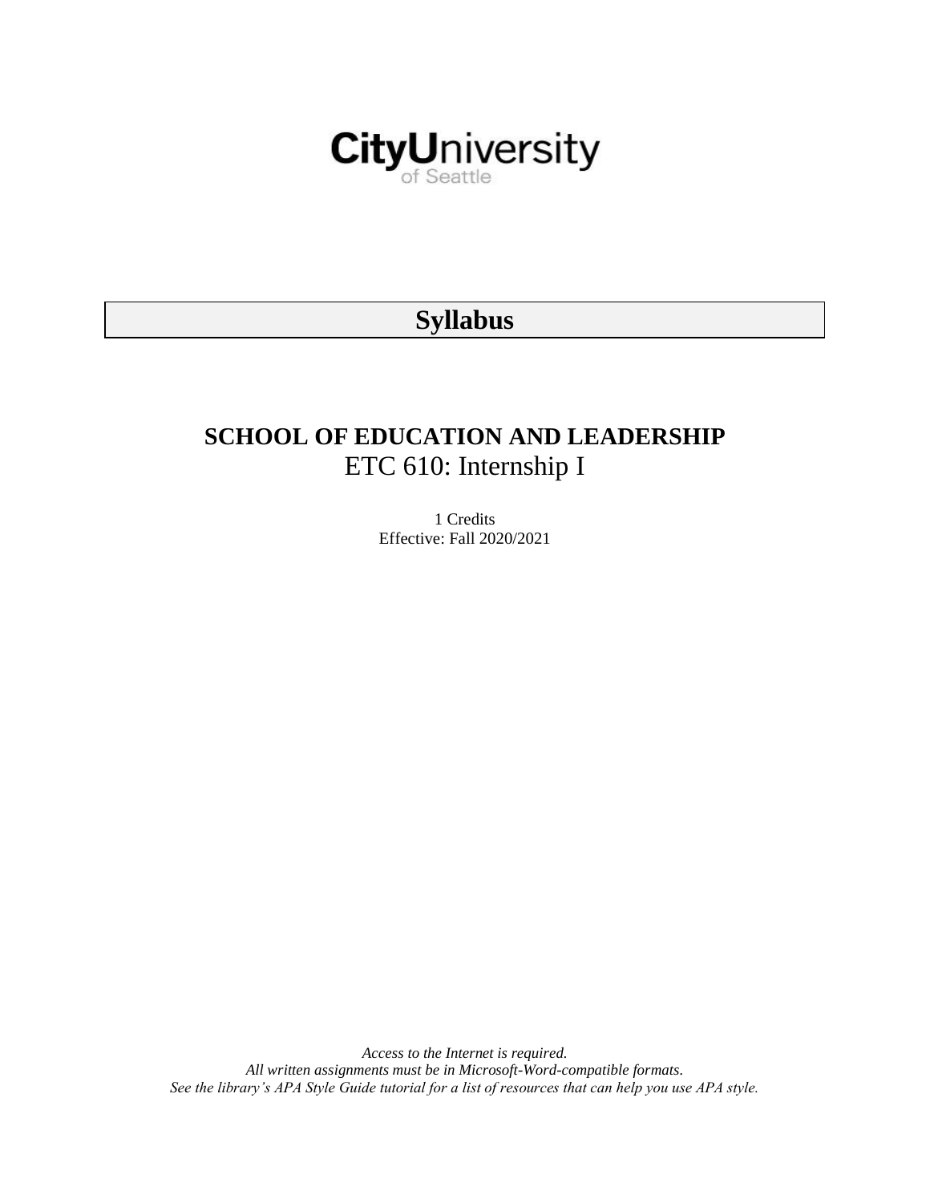CityUniversity of Seattle

# Syllabus

## SCHOOL OF EDUCATION AND LEADERSHIP

ETC 610: Internship I

1 Credits
Effective: Fall 2020/2021

*Access to the Internet is required.*
*All written assignments must be in Microsoft-Word-compatible formats.*
*See the library's APA Style Guide tutorial for a list of resources that can help you use APA style.*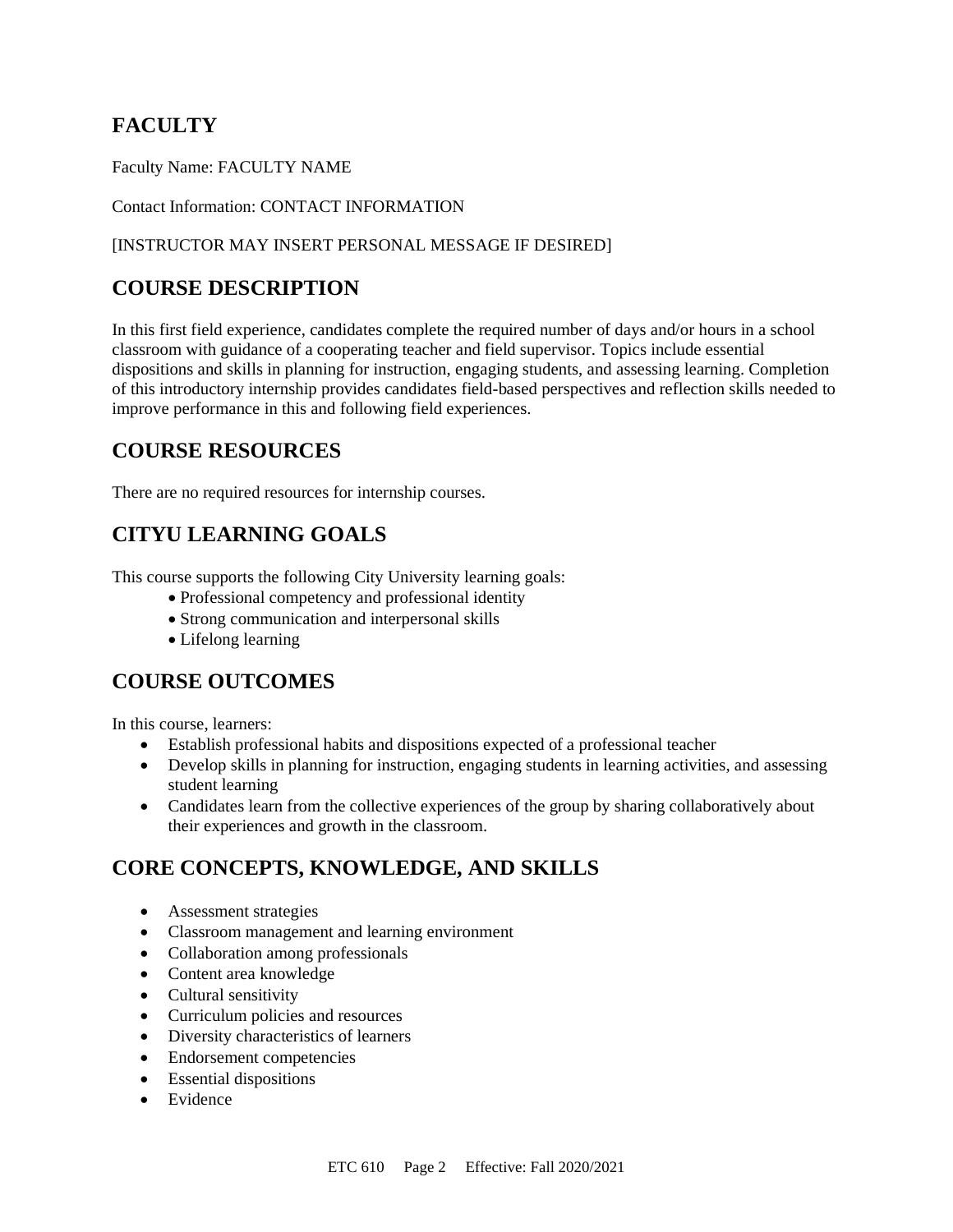## FACULTY

Faculty Name: FACULTY NAME

Contact Information: CONTACT INFORMATION

[INSTRUCTOR MAY INSERT PERSONAL MESSAGE IF DESIRED]

## COURSE DESCRIPTION

In this first field experience, candidates complete the required number of days and/or hours in a school classroom with guidance of a cooperating teacher and field supervisor. Topics include essential dispositions and skills in planning for instruction, engaging students, and assessing learning. Completion of this introductory internship provides candidates field-based perspectives and reflection skills needed to improve performance in this and following field experiences.

## COURSE RESOURCES

There are no required resources for internship courses.

## CITYU LEARNING GOALS

This course supports the following City University learning goals:

- Professional competency and professional identity
- Strong communication and interpersonal skills
- Lifelong learning

## COURSE OUTCOMES

In this course, learners:

- Establish professional habits and dispositions expected of a professional teacher
- Develop skills in planning for instruction, engaging students in learning activities, and assessing student learning
- Candidates learn from the collective experiences of the group by sharing collaboratively about their experiences and growth in the classroom.

## CORE CONCEPTS, KNOWLEDGE, AND SKILLS

- Assessment strategies
- Classroom management and learning environment
- Collaboration among professionals
- Content area knowledge
- Cultural sensitivity
- Curriculum policies and resources
- Diversity characteristics of learners
- Endorsement competencies
- Essential dispositions
- Evidence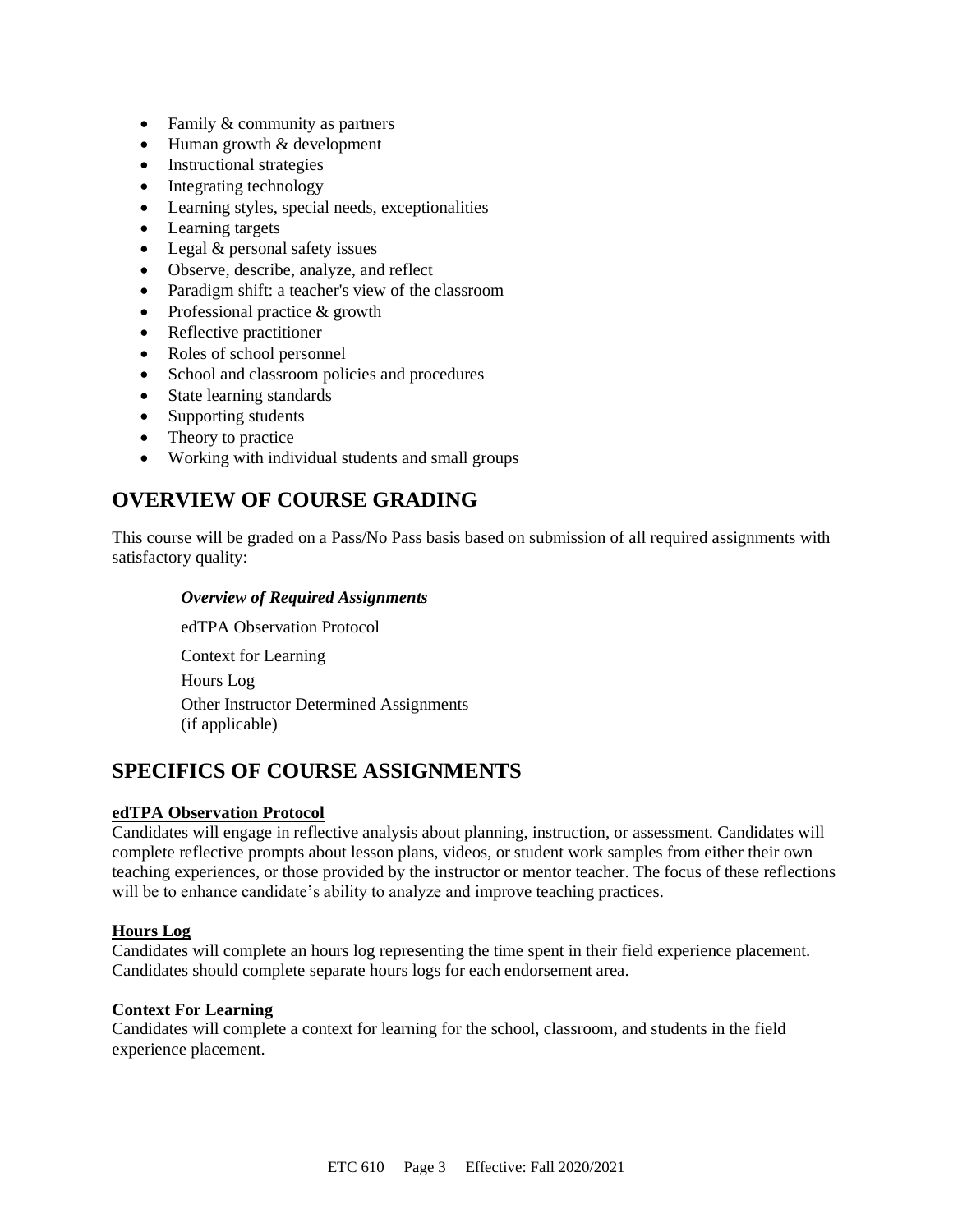- Family & community as partners
- Human growth & development
- Instructional strategies
- Integrating technology
- Learning styles, special needs, exceptionalities
- Learning targets
- Legal & personal safety issues
- Observe, describe, analyze, and reflect
- Paradigm shift: a teacher's view of the classroom
- Professional practice & growth
- Reflective practitioner
- Roles of school personnel
- School and classroom policies and procedures
- State learning standards
- Supporting students
- Theory to practice
- Working with individual students and small groups

## OVERVIEW OF COURSE GRADING

This course will be graded on a Pass/No Pass basis based on submission of all required assignments with satisfactory quality:

***Overview of Required Assignments***

edTPA Observation Protocol

Context for Learning

Hours Log

Other Instructor Determined Assignments (if applicable)

## SPECIFICS OF COURSE ASSIGNMENTS

**edTPA Observation Protocol**

Candidates will engage in reflective analysis about planning, instruction, or assessment. Candidates will complete reflective prompts about lesson plans, videos, or student work samples from either their own teaching experiences, or those provided by the instructor or mentor teacher. The focus of these reflections will be to enhance candidate's ability to analyze and improve teaching practices.

**Hours Log**

Candidates will complete an hours log representing the time spent in their field experience placement. Candidates should complete separate hours logs for each endorsement area.

**Context For Learning**

Candidates will complete a context for learning for the school, classroom, and students in the field experience placement.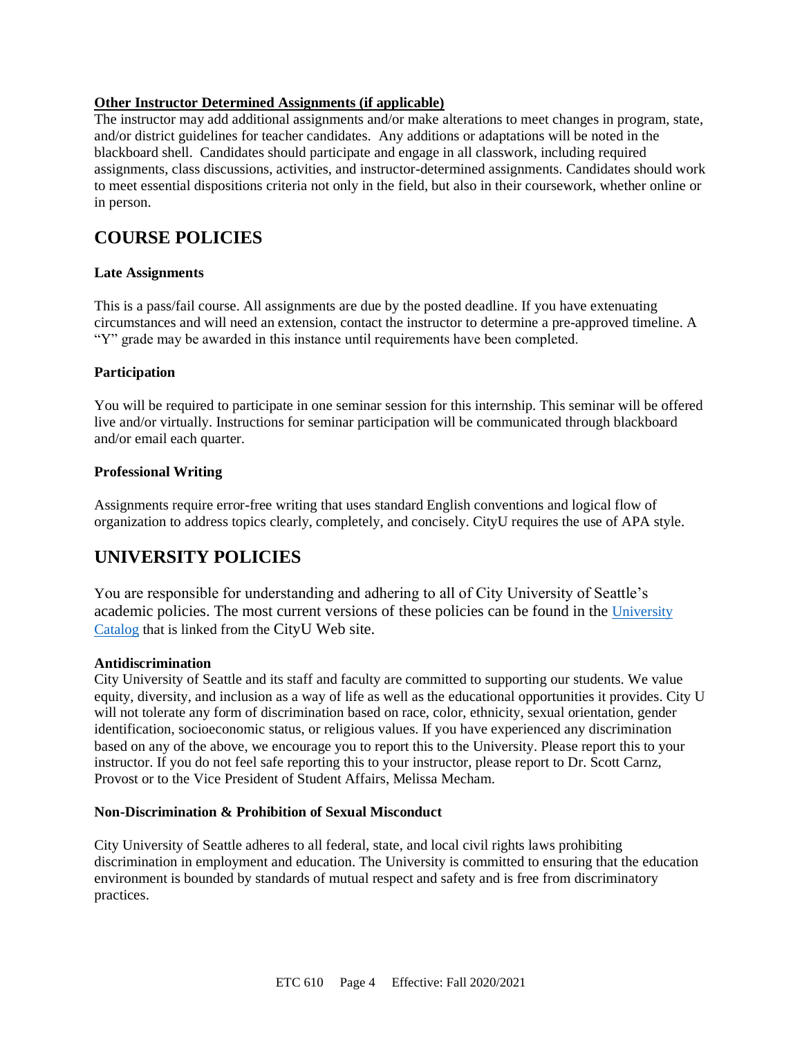**Other Instructor Determined Assignments (if applicable)**

The instructor may add additional assignments and/or make alterations to meet changes in program, state, and/or district guidelines for teacher candidates. Any additions or adaptations will be noted in the blackboard shell. Candidates should participate and engage in all classwork, including required assignments, class discussions, activities, and instructor-determined assignments. Candidates should work to meet essential dispositions criteria not only in the field, but also in their coursework, whether online or in person.

## COURSE POLICIES

### Late Assignments

This is a pass/fail course. All assignments are due by the posted deadline. If you have extenuating circumstances and will need an extension, contact the instructor to determine a pre-approved timeline. A "Y" grade may be awarded in this instance until requirements have been completed.

### Participation

You will be required to participate in one seminar session for this internship. This seminar will be offered live and/or virtually. Instructions for seminar participation will be communicated through blackboard and/or email each quarter.

### Professional Writing

Assignments require error-free writing that uses standard English conventions and logical flow of organization to address topics clearly, completely, and concisely. CityU requires the use of APA style.

## UNIVERSITY POLICIES

You are responsible for understanding and adhering to all of City University of Seattle's academic policies. The most current versions of these policies can be found in the University Catalog that is linked from the CityU Web site.

### Antidiscrimination

City University of Seattle and its staff and faculty are committed to supporting our students. We value equity, diversity, and inclusion as a way of life as well as the educational opportunities it provides. City U will not tolerate any form of discrimination based on race, color, ethnicity, sexual orientation, gender identification, socioeconomic status, or religious values. If you have experienced any discrimination based on any of the above, we encourage you to report this to the University. Please report this to your instructor. If you do not feel safe reporting this to your instructor, please report to Dr. Scott Carnz, Provost or to the Vice President of Student Affairs, Melissa Mecham.

### Non-Discrimination & Prohibition of Sexual Misconduct

City University of Seattle adheres to all federal, state, and local civil rights laws prohibiting discrimination in employment and education. The University is committed to ensuring that the education environment is bounded by standards of mutual respect and safety and is free from discriminatory practices.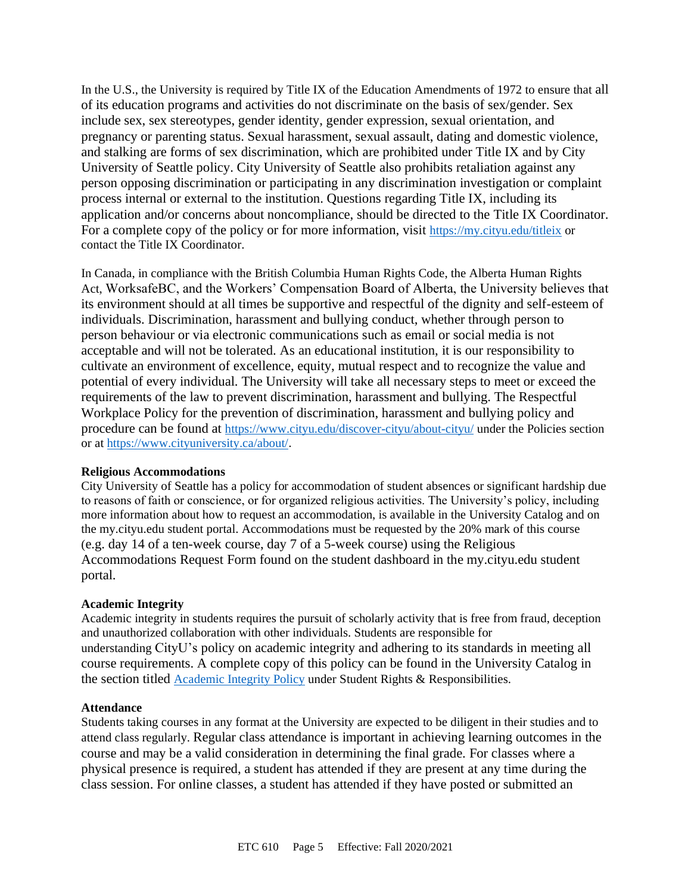In the U.S., the University is required by Title IX of the Education Amendments of 1972 to ensure that all of its education programs and activities do not discriminate on the basis of sex/gender. Sex include sex, sex stereotypes, gender identity, gender expression, sexual orientation, and pregnancy or parenting status. Sexual harassment, sexual assault, dating and domestic violence, and stalking are forms of sex discrimination, which are prohibited under Title IX and by City University of Seattle policy. City University of Seattle also prohibits retaliation against any person opposing discrimination or participating in any discrimination investigation or complaint process internal or external to the institution. Questions regarding Title IX, including its application and/or concerns about noncompliance, should be directed to the Title IX Coordinator. For a complete copy of the policy or for more information, visit https://my.cityu.edu/titleix or contact the Title IX Coordinator.

In Canada, in compliance with the British Columbia Human Rights Code, the Alberta Human Rights Act, WorksafeBC, and the Workers' Compensation Board of Alberta, the University believes that its environment should at all times be supportive and respectful of the dignity and self-esteem of individuals. Discrimination, harassment and bullying conduct, whether through person to person behaviour or via electronic communications such as email or social media is not acceptable and will not be tolerated. As an educational institution, it is our responsibility to cultivate an environment of excellence, equity, mutual respect and to recognize the value and potential of every individual. The University will take all necessary steps to meet or exceed the requirements of the law to prevent discrimination, harassment and bullying. The Respectful Workplace Policy for the prevention of discrimination, harassment and bullying policy and procedure can be found at https://www.cityu.edu/discover-cityu/about-cityu/ under the Policies section or at https://www.cityuniversity.ca/about/.

**Religious Accommodations**

City University of Seattle has a policy for accommodation of student absences or significant hardship due to reasons of faith or conscience, or for organized religious activities. The University's policy, including more information about how to request an accommodation, is available in the University Catalog and on the my.cityu.edu student portal. Accommodations must be requested by the 20% mark of this course (e.g. day 14 of a ten-week course, day 7 of a 5-week course) using the Religious Accommodations Request Form found on the student dashboard in the my.cityu.edu student portal.

**Academic Integrity**

Academic integrity in students requires the pursuit of scholarly activity that is free from fraud, deception and unauthorized collaboration with other individuals. Students are responsible for understanding CityU's policy on academic integrity and adhering to its standards in meeting all course requirements. A complete copy of this policy can be found in the University Catalog in the section titled Academic Integrity Policy under Student Rights & Responsibilities.

**Attendance**

Students taking courses in any format at the University are expected to be diligent in their studies and to attend class regularly. Regular class attendance is important in achieving learning outcomes in the course and may be a valid consideration in determining the final grade. For classes where a physical presence is required, a student has attended if they are present at any time during the class session. For online classes, a student has attended if they have posted or submitted an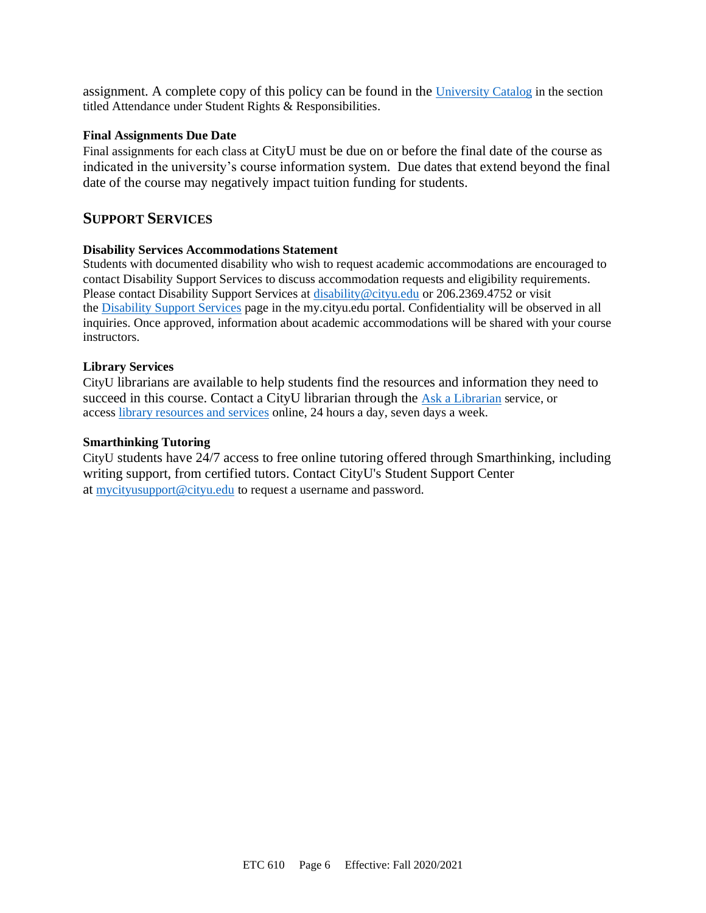assignment. A complete copy of this policy can be found in the University Catalog in the section titled Attendance under Student Rights & Responsibilities.

**Final Assignments Due Date**

Final assignments for each class at CityU must be due on or before the final date of the course as indicated in the university's course information system. Due dates that extend beyond the final date of the course may negatively impact tuition funding for students.

## SUPPORT SERVICES

**Disability Services Accommodations Statement**

Students with documented disability who wish to request academic accommodations are encouraged to contact Disability Support Services to discuss accommodation requests and eligibility requirements. Please contact Disability Support Services at disability@cityu.edu or 206.2369.4752 or visit the Disability Support Services page in the my.cityu.edu portal. Confidentiality will be observed in all inquiries. Once approved, information about academic accommodations will be shared with your course instructors.

**Library Services**

CityU librarians are available to help students find the resources and information they need to succeed in this course. Contact a CityU librarian through the Ask a Librarian service, or access library resources and services online, 24 hours a day, seven days a week.

**Smarthinking Tutoring**

CityU students have 24/7 access to free online tutoring offered through Smarthinking, including writing support, from certified tutors. Contact CityU's Student Support Center at mycityusupport@cityu.edu to request a username and password.